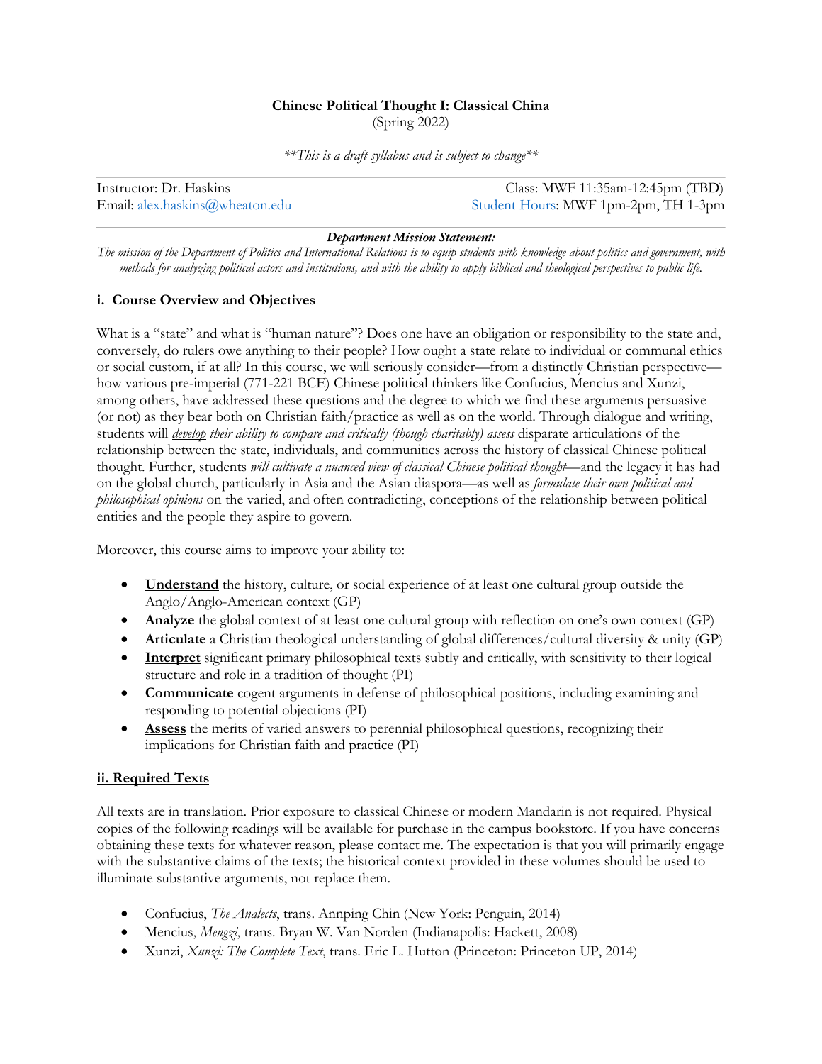**Chinese Political Thought I: Classical China**
(Spring 2022)

*\*\*This is a draft syllabus and is subject to change\*\**

Instructor: Dr. Haskins
Email: [alex.haskins@wheaton.edu](mailto:alex.haskins@wheaton.edu)

Class: MWF 11:35am-12:45pm (TBD)
[Student Hours](#): MWF 1pm-2pm, TH 1-3pm

***Department Mission Statement:***
*The mission of the Department of Politics and International Relations is to equip students with knowledge about politics and government, with methods for analyzing political actors and institutions, and with the ability to apply biblical and theological perspectives to public life.*

## i. Course Overview and Objectives

What is a "state" and what is "human nature"? Does one have an obligation or responsibility to the state and, conversely, do rulers owe anything to their people? How ought a state relate to individual or communal ethics or social custom, if at all? In this course, we will seriously consider—from a distinctly Christian perspective—how various pre-imperial (771-221 BCE) Chinese political thinkers like Confucius, Mencius and Xunzi, among others, have addressed these questions and the degree to which we find these arguments persuasive (or not) as they bear both on Christian faith/practice as well as on the world. Through dialogue and writing, students will *develop their ability to compare and critically (though charitably) assess* disparate articulations of the relationship between the state, individuals, and communities across the history of classical Chinese political thought. Further, students *will cultivate a nuanced view of classical Chinese political thought*—and the legacy it has had on the global church, particularly in Asia and the Asian diaspora—as well as *formulate their own political and philosophical opinions* on the varied, and often contradicting, conceptions of the relationship between political entities and the people they aspire to govern.

Moreover, this course aims to improve your ability to:

- **Understand** the history, culture, or social experience of at least one cultural group outside the Anglo/Anglo-American context (GP)
- **Analyze** the global context of at least one cultural group with reflection on one's own context (GP)
- **Articulate** a Christian theological understanding of global differences/cultural diversity & unity (GP)
- **Interpret** significant primary philosophical texts subtly and critically, with sensitivity to their logical structure and role in a tradition of thought (PI)
- **Communicate** cogent arguments in defense of philosophical positions, including examining and responding to potential objections (PI)
- **Assess** the merits of varied answers to perennial philosophical questions, recognizing their implications for Christian faith and practice (PI)

## ii. Required Texts

All texts are in translation. Prior exposure to classical Chinese or modern Mandarin is not required. Physical copies of the following readings will be available for purchase in the campus bookstore. If you have concerns obtaining these texts for whatever reason, please contact me. The expectation is that you will primarily engage with the substantive claims of the texts; the historical context provided in these volumes should be used to illuminate substantive arguments, not replace them.

- Confucius, *The Analects*, trans. Annping Chin (New York: Penguin, 2014)
- Mencius, *Mengzi*, trans. Bryan W. Van Norden (Indianapolis: Hackett, 2008)
- Xunzi, *Xunzi: The Complete Text*, trans. Eric L. Hutton (Princeton: Princeton UP, 2014)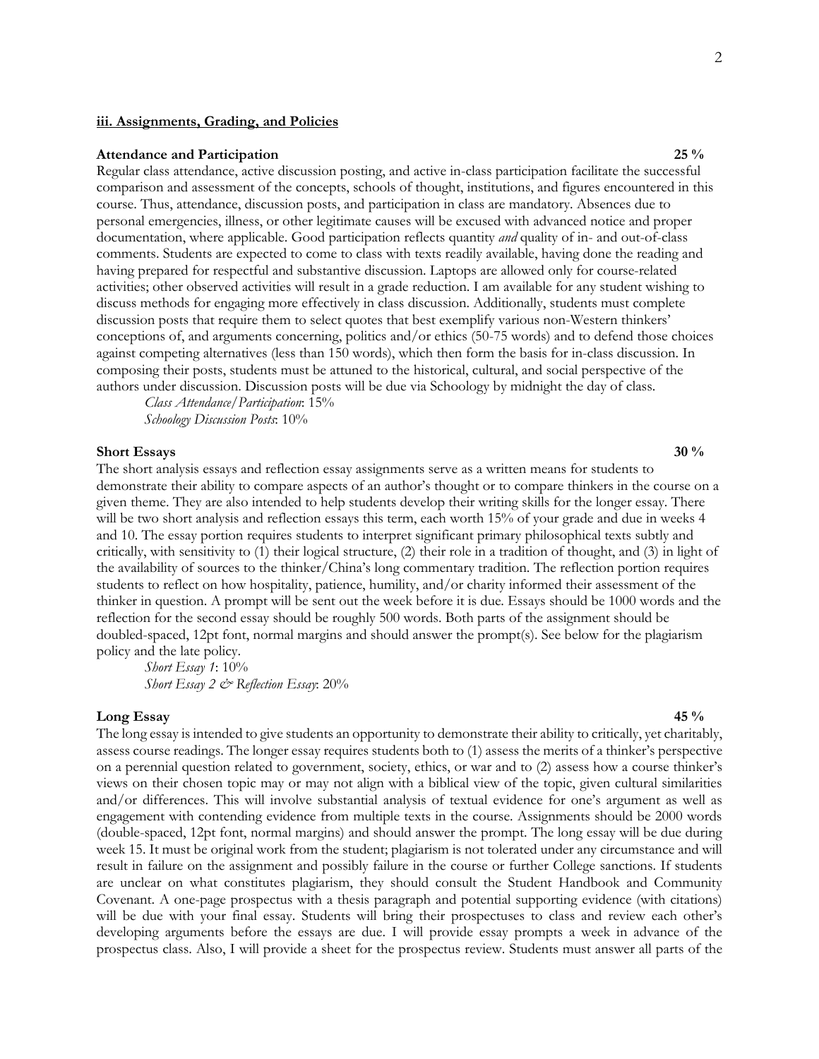## iii. Assignments, Grading, and Policies

**Attendance and Participation** **25 %**

Regular class attendance, active discussion posting, and active in-class participation facilitate the successful comparison and assessment of the concepts, schools of thought, institutions, and figures encountered in this course. Thus, attendance, discussion posts, and participation in class are mandatory. Absences due to personal emergencies, illness, or other legitimate causes will be excused with advanced notice and proper documentation, where applicable. Good participation reflects quantity *and* quality of in- and out-of-class comments. Students are expected to come to class with texts readily available, having done the reading and having prepared for respectful and substantive discussion. Laptops are allowed only for course-related activities; other observed activities will result in a grade reduction. I am available for any student wishing to discuss methods for engaging more effectively in class discussion. Additionally, students must complete discussion posts that require them to select quotes that best exemplify various non-Western thinkers' conceptions of, and arguments concerning, politics and/or ethics (50-75 words) and to defend those choices against competing alternatives (less than 150 words), which then form the basis for in-class discussion. In composing their posts, students must be attuned to the historical, cultural, and social perspective of the authors under discussion. Discussion posts will be due via Schoology by midnight the day of class.

*Class Attendance/Participation*: 15%
*Schoology Discussion Posts*: 10%

**Short Essays** **30 %**

The short analysis essays and reflection essay assignments serve as a written means for students to demonstrate their ability to compare aspects of an author's thought or to compare thinkers in the course on a given theme. They are also intended to help students develop their writing skills for the longer essay. There will be two short analysis and reflection essays this term, each worth 15% of your grade and due in weeks 4 and 10. The essay portion requires students to interpret significant primary philosophical texts subtly and critically, with sensitivity to (1) their logical structure, (2) their role in a tradition of thought, and (3) in light of the availability of sources to the thinker/China's long commentary tradition. The reflection portion requires students to reflect on how hospitality, patience, humility, and/or charity informed their assessment of the thinker in question. A prompt will be sent out the week before it is due. Essays should be 1000 words and the reflection for the second essay should be roughly 500 words. Both parts of the assignment should be doubled-spaced, 12pt font, normal margins and should answer the prompt(s). See below for the plagiarism policy and the late policy.

*Short Essay 1*: 10%
*Short Essay 2 & Reflection Essay*: 20%

**Long Essay** **45 %**

The long essay is intended to give students an opportunity to demonstrate their ability to critically, yet charitably, assess course readings. The longer essay requires students both to (1) assess the merits of a thinker's perspective on a perennial question related to government, society, ethics, or war and to (2) assess how a course thinker's views on their chosen topic may or may not align with a biblical view of the topic, given cultural similarities and/or differences. This will involve substantial analysis of textual evidence for one's argument as well as engagement with contending evidence from multiple texts in the course. Assignments should be 2000 words (double-spaced, 12pt font, normal margins) and should answer the prompt. The long essay will be due during week 15. It must be original work from the student; plagiarism is not tolerated under any circumstance and will result in failure on the assignment and possibly failure in the course or further College sanctions. If students are unclear on what constitutes plagiarism, they should consult the Student Handbook and Community Covenant. A one-page prospectus with a thesis paragraph and potential supporting evidence (with citations) will be due with your final essay. Students will bring their prospectuses to class and review each other's developing arguments before the essays are due. I will provide essay prompts a week in advance of the prospectus class. Also, I will provide a sheet for the prospectus review. Students must answer all parts of the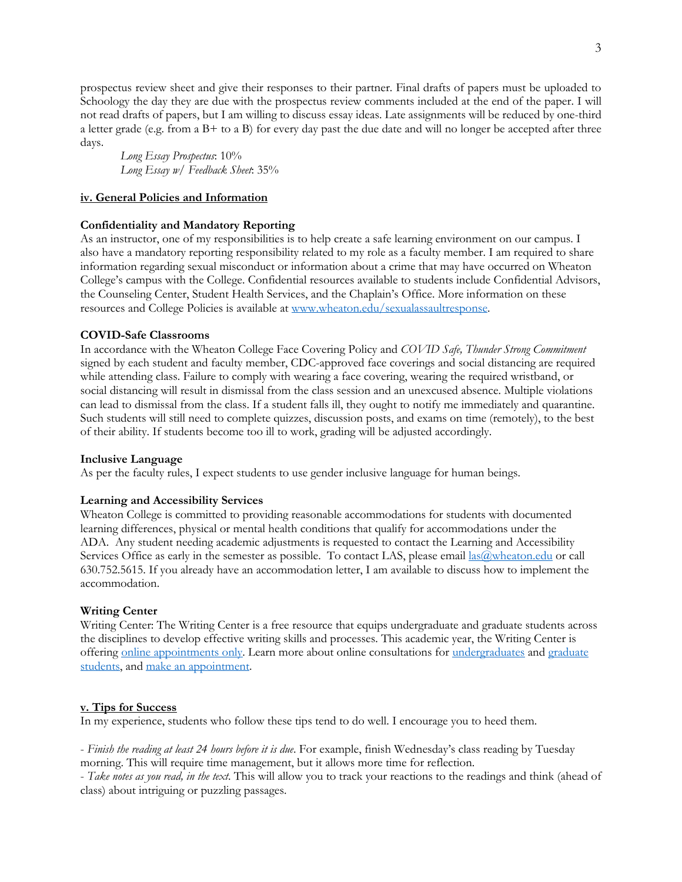prospectus review sheet and give their responses to their partner. Final drafts of papers must be uploaded to Schoology the day they are due with the prospectus review comments included at the end of the paper. I will not read drafts of papers, but I am willing to discuss essay ideas. Late assignments will be reduced by one-third a letter grade (e.g. from a B+ to a B) for every day past the due date and will no longer be accepted after three days.

*Long Essay Prospectus*: 10%
*Long Essay w/ Feedback Sheet*: 35%

## iv. General Policies and Information

**Confidentiality and Mandatory Reporting**
As an instructor, one of my responsibilities is to help create a safe learning environment on our campus. I also have a mandatory reporting responsibility related to my role as a faculty member. I am required to share information regarding sexual misconduct or information about a crime that may have occurred on Wheaton College's campus with the College. Confidential resources available to students include Confidential Advisors, the Counseling Center, Student Health Services, and the Chaplain's Office. More information on these resources and College Policies is available at [www.wheaton.edu/sexualassaultresponse](www.wheaton.edu/sexualassaultresponse).

**COVID-Safe Classrooms**
In accordance with the Wheaton College Face Covering Policy and *COVID Safe, Thunder Strong Commitment* signed by each student and faculty member, CDC-approved face coverings and social distancing are required while attending class. Failure to comply with wearing a face covering, wearing the required wristband, or social distancing will result in dismissal from the class session and an unexcused absence. Multiple violations can lead to dismissal from the class. If a student falls ill, they ought to notify me immediately and quarantine. Such students will still need to complete quizzes, discussion posts, and exams on time (remotely), to the best of their ability. If students become too ill to work, grading will be adjusted accordingly.

**Inclusive Language**
As per the faculty rules, I expect students to use gender inclusive language for human beings.

**Learning and Accessibility Services**
Wheaton College is committed to providing reasonable accommodations for students with documented learning differences, physical or mental health conditions that qualify for accommodations under the ADA. Any student needing academic adjustments is requested to contact the Learning and Accessibility Services Office as early in the semester as possible. To contact LAS, please email [las@wheaton.edu](mailto:las@wheaton.edu) or call 630.752.5615. If you already have an accommodation letter, I am available to discuss how to implement the accommodation.

**Writing Center**
Writing Center: The Writing Center is a free resource that equips undergraduate and graduate students across the disciplines to develop effective writing skills and processes. This academic year, the Writing Center is offering online appointments only. Learn more about online consultations for undergraduates and graduate students, and make an appointment.

## v. Tips for Success

In my experience, students who follow these tips tend to do well. I encourage you to heed them.

- *Finish the reading at least 24 hours before it is due*. For example, finish Wednesday's class reading by Tuesday morning. This will require time management, but it allows more time for reflection.
- *Take notes as you read, in the text*. This will allow you to track your reactions to the readings and think (ahead of class) about intriguing or puzzling passages.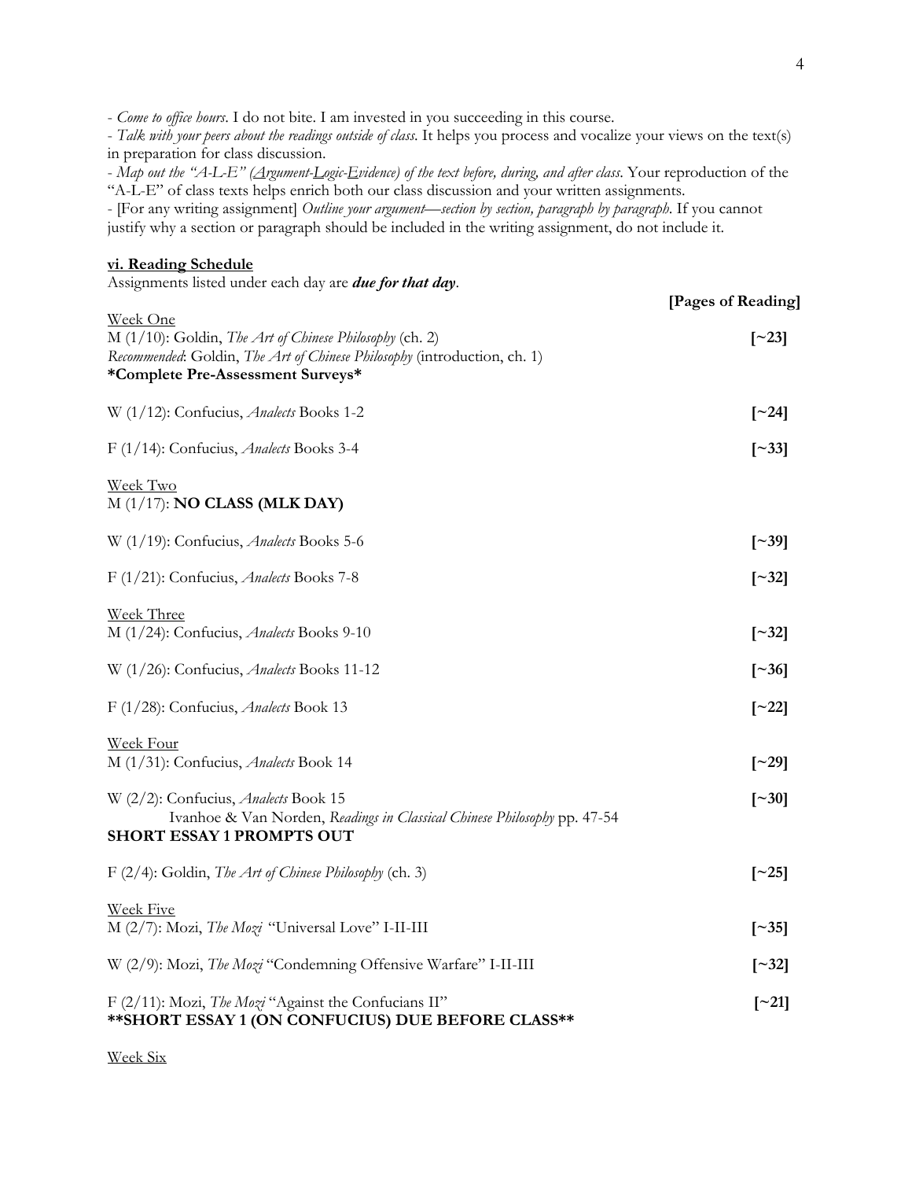- *Come to office hours*. I do not bite. I am invested in you succeeding in this course.
- *Talk with your peers about the readings outside of class*. It helps you process and vocalize your views on the text(s) in preparation for class discussion.
- *Map out the "A-L-E" (Argument-Logic-Evidence) of the text before, during, and after class*. Your reproduction of the "A-L-E" of class texts helps enrich both our class discussion and your written assignments.
- [For any writing assignment] *Outline your argument—section by section, paragraph by paragraph*. If you cannot justify why a section or paragraph should be included in the writing assignment, do not include it.

## vi. Reading Schedule

Assignments listed under each day are ***due for that day***.

**[Pages of Reading]**

Week One

M (1/10): Goldin, *The Art of Chinese Philosophy* (ch. 2) **[~23]**
*Recommended*: Goldin, *The Art of Chinese Philosophy* (introduction, ch. 1)
**\*Complete Pre-Assessment Surveys\***

W (1/12): Confucius, *Analects* Books 1-2 **[~24]**

F (1/14): Confucius, *Analects* Books 3-4 **[~33]**

Week Two

M (1/17): **NO CLASS (MLK DAY)**

W (1/19): Confucius, *Analects* Books 5-6 **[~39]**

F (1/21): Confucius, *Analects* Books 7-8 **[~32]**

Week Three

M (1/24): Confucius, *Analects* Books 9-10 **[~32]**

W (1/26): Confucius, *Analects* Books 11-12 **[~36]**

F (1/28): Confucius, *Analects* Book 13 **[~22]**

Week Four

M (1/31): Confucius, *Analects* Book 14 **[~29]**

W (2/2): Confucius, *Analects* Book 15 **[~30]**
Ivanhoe & Van Norden, *Readings in Classical Chinese Philosophy* pp. 47-54
**SHORT ESSAY 1 PROMPTS OUT**

F (2/4): Goldin, *The Art of Chinese Philosophy* (ch. 3) **[~25]**

Week Five

M (2/7): Mozi, *The Mozi* "Universal Love" I-II-III **[~35]**

W (2/9): Mozi, *The Mozi* "Condemning Offensive Warfare" I-II-III **[~32]**

F (2/11): Mozi, *The Mozi* "Against the Confucians II" **[~21]**
**\*\*SHORT ESSAY 1 (ON CONFUCIUS) DUE BEFORE CLASS\*\***

Week Six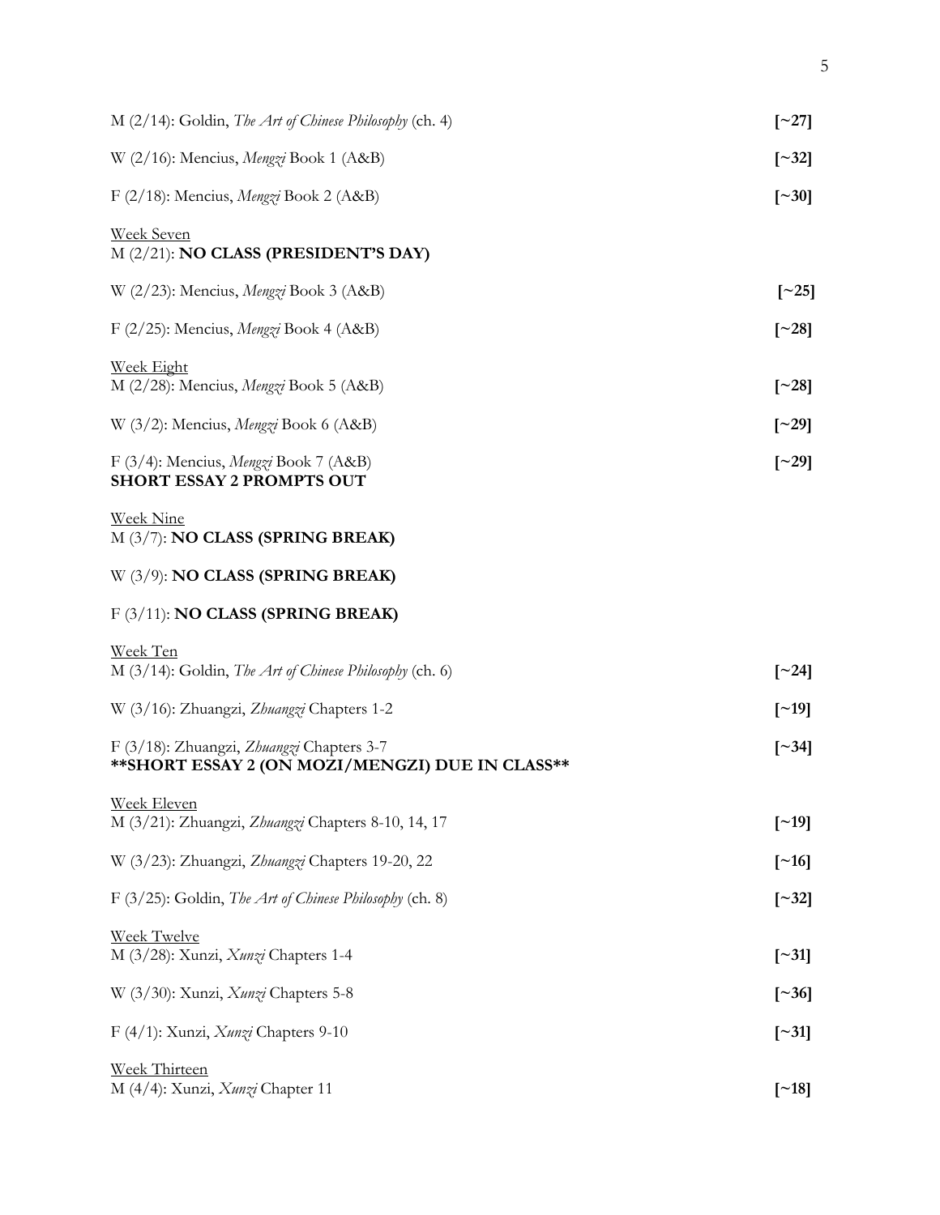M (2/14): Goldin, *The Art of Chinese Philosophy* (ch. 4) **[~27]**

W (2/16): Mencius, *Mengzi* Book 1 (A&B) **[~32]**

F (2/18): Mencius, *Mengzi* Book 2 (A&B) **[~30]**

<u>Week Seven</u>
M (2/21): **NO CLASS (PRESIDENT'S DAY)**

W (2/23): Mencius, *Mengzi* Book 3 (A&B) **[~25]**

F (2/25): Mencius, *Mengzi* Book 4 (A&B) **[~28]**

<u>Week Eight</u>
M (2/28): Mencius, *Mengzi* Book 5 (A&B) **[~28]**

W (3/2): Mencius, *Mengzi* Book 6 (A&B) **[~29]**

F (3/4): Mencius, *Mengzi* Book 7 (A&B) **[~29]**
**SHORT ESSAY 2 PROMPTS OUT**

<u>Week Nine</u>
M (3/7): **NO CLASS (SPRING BREAK)**

W (3/9): **NO CLASS (SPRING BREAK)**

F (3/11): **NO CLASS (SPRING BREAK)**

<u>Week Ten</u>
M (3/14): Goldin, *The Art of Chinese Philosophy* (ch. 6) **[~24]**

W (3/16): Zhuangzi, *Zhuangzi* Chapters 1-2 **[~19]**

F (3/18): Zhuangzi, *Zhuangzi* Chapters 3-7 **[~34]**
****SHORT ESSAY 2 (ON MOZI/MENGZI) DUE IN CLASS****

<u>Week Eleven</u>
M (3/21): Zhuangzi, *Zhuangzi* Chapters 8-10, 14, 17 **[~19]**

W (3/23): Zhuangzi, *Zhuangzi* Chapters 19-20, 22 **[~16]**

F (3/25): Goldin, *The Art of Chinese Philosophy* (ch. 8) **[~32]**

<u>Week Twelve</u>
M (3/28): Xunzi, *Xunzi* Chapters 1-4 **[~31]**

W (3/30): Xunzi, *Xunzi* Chapters 5-8 **[~36]**

F (4/1): Xunzi, *Xunzi* Chapters 9-10 **[~31]**

<u>Week Thirteen</u>
M (4/4): Xunzi, *Xunzi* Chapter 11 **[~18]**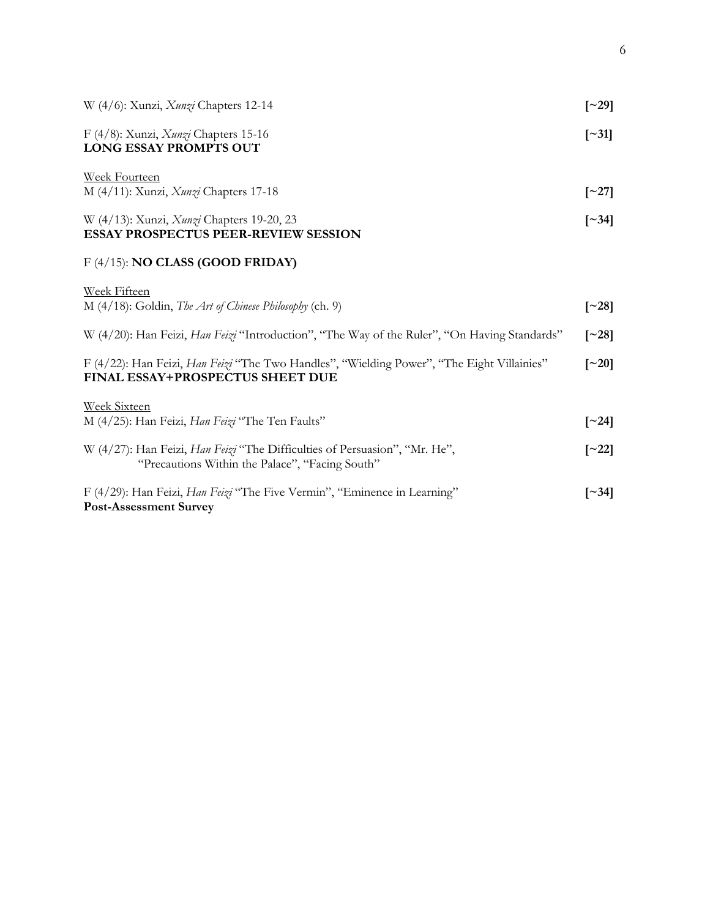W (4/6): Xunzi, *Xunzi* Chapters 12-14 **[~29]**

F (4/8): Xunzi, *Xunzi* Chapters 15-16 **[~31]**
**LONG ESSAY PROMPTS OUT**

<u>Week Fourteen</u>
M (4/11): Xunzi, *Xunzi* Chapters 17-18 **[~27]**

W (4/13): Xunzi, *Xunzi* Chapters 19-20, 23 **[~34]**
**ESSAY PROSPECTUS PEER-REVIEW SESSION**

F (4/15): **NO CLASS (GOOD FRIDAY)**

<u>Week Fifteen</u>
M (4/18): Goldin, *The Art of Chinese Philosophy* (ch. 9) **[~28]**

W (4/20): Han Feizi, *Han Feizi* "Introduction", "The Way of the Ruler", "On Having Standards" **[~28]**

F (4/22): Han Feizi, *Han Feizi* "The Two Handles", "Wielding Power", "The Eight Villainies" **[~20]**
**FINAL ESSAY+PROSPECTUS SHEET DUE**

<u>Week Sixteen</u>
M (4/25): Han Feizi, *Han Feizi* "The Ten Faults" **[~24]**

W (4/27): Han Feizi, *Han Feizi* "The Difficulties of Persuasion", "Mr. He", "Precautions Within the Palace", "Facing South" **[~22]**

F (4/29): Han Feizi, *Han Feizi* "The Five Vermin", "Eminence in Learning" **[~34]**
**Post-Assessment Survey**